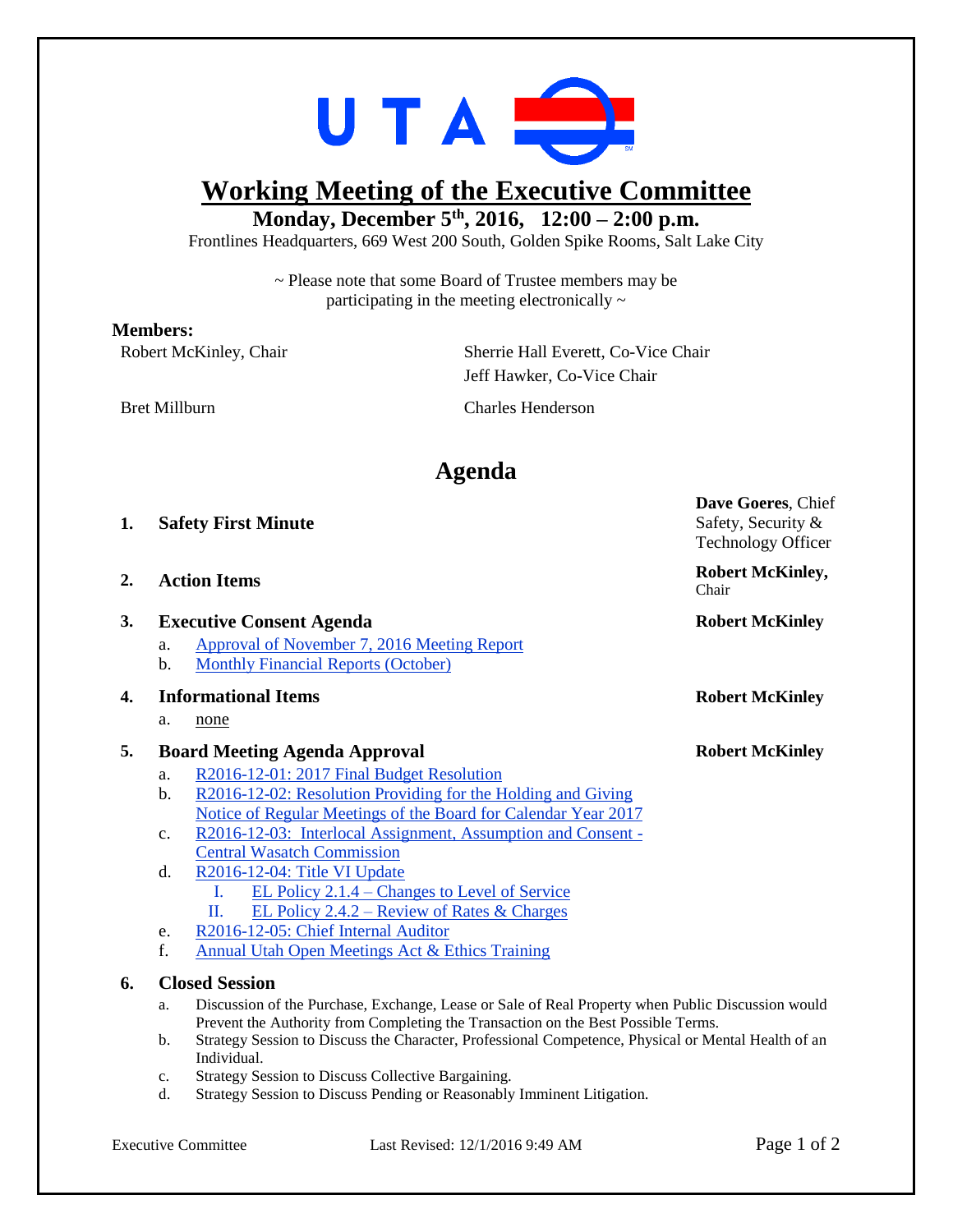# Working Meeting of the Executive Committee

**Monday, December 5th, 2016, 12:00 – 2:00 p.m.**

Frontlines Headquarters, 669 West 200 South, Golden Spike Rooms, Salt Lake City

~ Please note that some Board of Trustee members may be participating in the meeting electronically ~

**Members:**

Robert McKinley, Chair
Sherrie Hall Everett, Co-Vice Chair
Jeff Hawker, Co-Vice Chair
Bret Millburn
Charles Henderson

## Agenda

1. **Safety First Minute** — **Dave Goeres**, Chief Safety, Security & Technology Officer
2. **Action Items** — **Robert McKinley,** Chair
3. **Executive Consent Agenda** — **Robert McKinley**
   a. Approval of November 7, 2016 Meeting Report
   b. Monthly Financial Reports (October)
4. **Informational Items** — **Robert McKinley**
   a. none
5. **Board Meeting Agenda Approval** — **Robert McKinley**
   a. R2016-12-01: 2017 Final Budget Resolution
   b. R2016-12-02: Resolution Providing for the Holding and Giving Notice of Regular Meetings of the Board for Calendar Year 2017
   c. R2016-12-03: Interlocal Assignment, Assumption and Consent - Central Wasatch Commission
   d. R2016-12-04: Title VI Update
      I. EL Policy 2.1.4 – Changes to Level of Service
      II. EL Policy 2.4.2 – Review of Rates & Charges
   e. R2016-12-05: Chief Internal Auditor
   f. Annual Utah Open Meetings Act & Ethics Training
6. **Closed Session**
   a. Discussion of the Purchase, Exchange, Lease or Sale of Real Property when Public Discussion would Prevent the Authority from Completing the Transaction on the Best Possible Terms.
   b. Strategy Session to Discuss the Character, Professional Competence, Physical or Mental Health of an Individual.
   c. Strategy Session to Discuss Collective Bargaining.
   d. Strategy Session to Discuss Pending or Reasonably Imminent Litigation.

Executive Committee — Last Revised: 12/1/2016 9:49 AM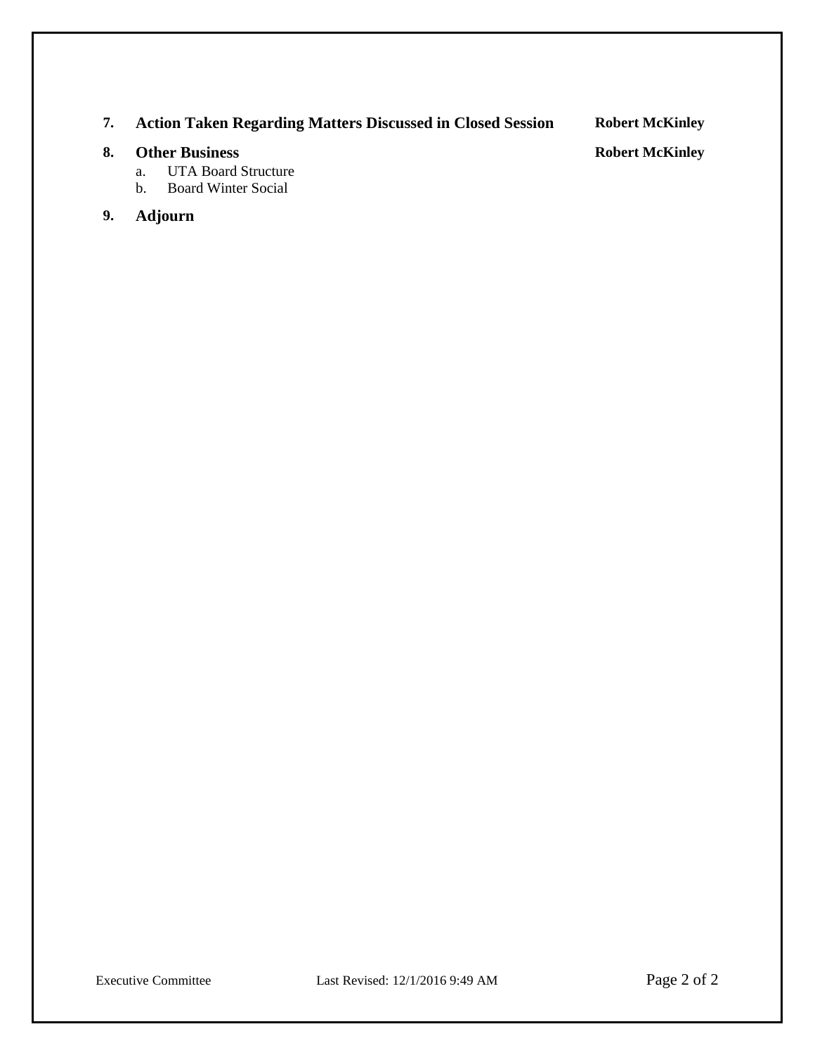7. **Action Taken Regarding Matters Discussed in Closed Session** **Robert McKinley**

8. **Other Business** **Robert McKinley**
   a. UTA Board Structure
   b. Board Winter Social

9. **Adjourn**